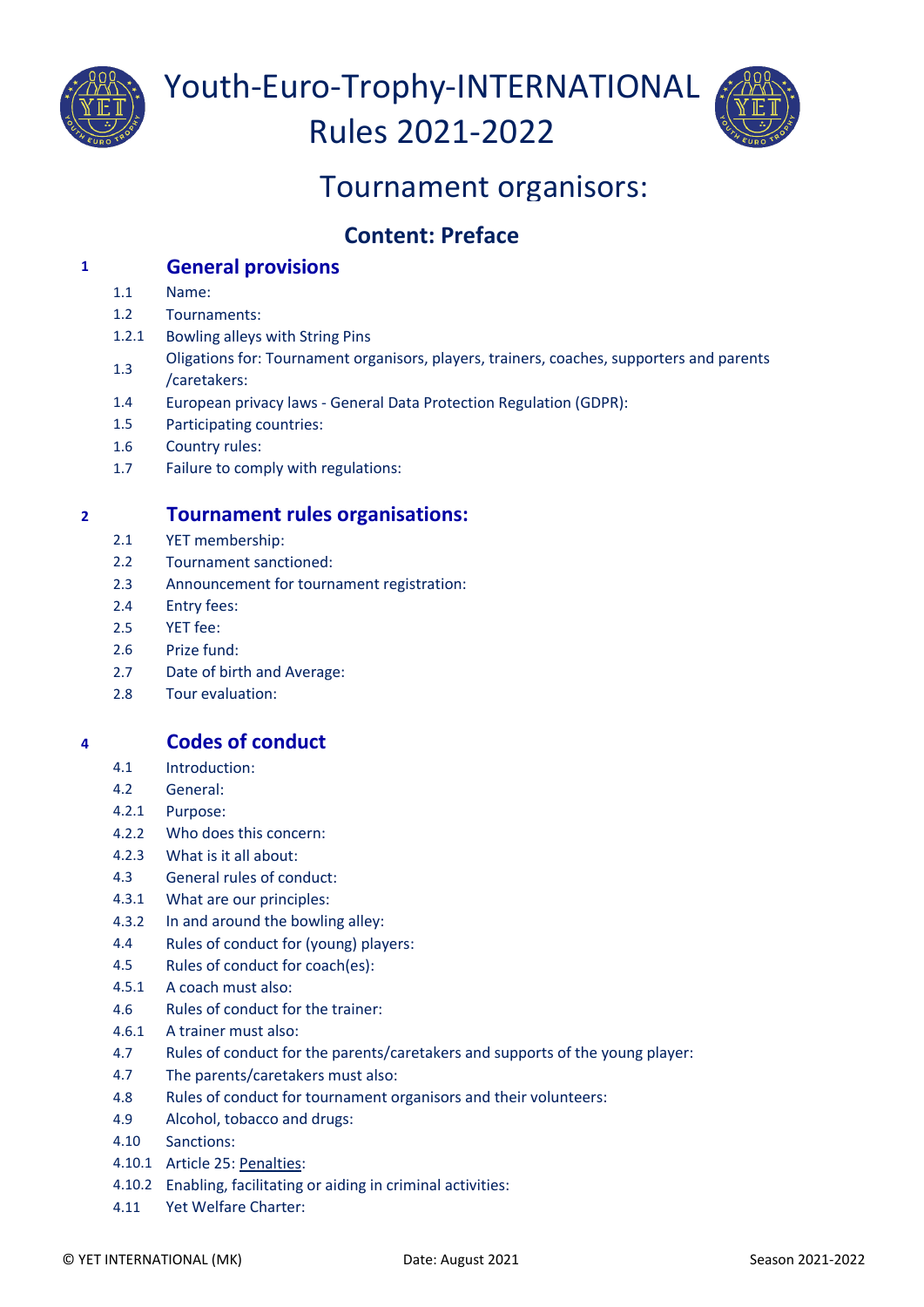# Youth-Euro-Trophy-INTERNATIONAL Rules 2021-2022

## Tournament organisors:

### Content: Preface

**1 General provisions**

- 1.1 Name:
- 1.2 Tournaments:
- 1.2.1 Bowling alleys with String Pins
- 1.3 Oligations for: Tournament organisors, players, trainers, coaches, supporters and parents /caretakers:
- 1.4 European privacy laws - General Data Protection Regulation (GDPR):
- 1.5 Participating countries:
- 1.6 Country rules:
- 1.7 Failure to comply with regulations:

**2 Tournament rules organisations:**

- 2.1 YET membership:
- 2.2 Tournament sanctioned:
- 2.3 Announcement for tournament registration:
- 2.4 Entry fees:
- 2.5 YET fee:
- 2.6 Prize fund:
- 2.7 Date of birth and Average:
- 2.8 Tour evaluation:

**4 Codes of conduct**

- 4.1 Introduction:
- 4.2 General:
- 4.2.1 Purpose:
- 4.2.2 Who does this concern:
- 4.2.3 What is it all about:
- 4.3 General rules of conduct:
- 4.3.1 What are our principles:
- 4.3.2 In and around the bowling alley:
- 4.4 Rules of conduct for (young) players:
- 4.5 Rules of conduct for coach(es):
- 4.5.1 A coach must also:
- 4.6 Rules of conduct for the trainer:
- 4.6.1 A trainer must also:
- 4.7 Rules of conduct for the parents/caretakers and supports of the young player:
- 4.7 The parents/caretakers must also:
- 4.8 Rules of conduct for tournament organisors and their volunteers:
- 4.9 Alcohol, tobacco and drugs:
- 4.10 Sanctions:
- 4.10.1 Article 25: Penalties:
- 4.10.2 Enabling, facilitating or aiding in criminal activities:
- 4.11 Yet Welfare Charter: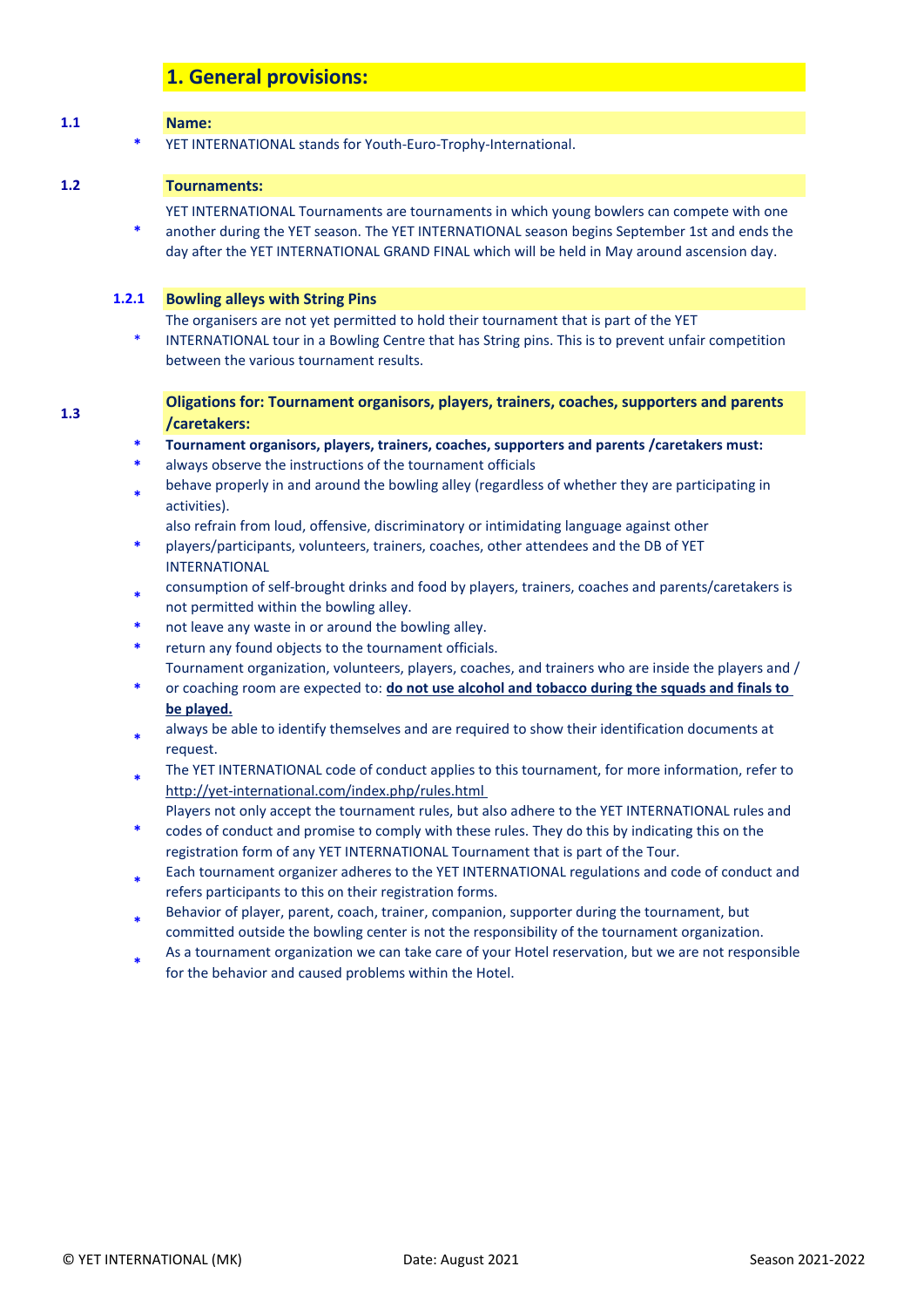# 1. General provisions:

## 1.1 Name:

* YET INTERNATIONAL stands for Youth-Euro-Trophy-International.

## 1.2 Tournaments:

* YET INTERNATIONAL Tournaments are tournaments in which young bowlers can compete with one another during the YET season. The YET INTERNATIONAL season begins September 1st and ends the day after the YET INTERNATIONAL GRAND FINAL which will be held in May around ascension day.

### 1.2.1 Bowling alleys with String Pins

* The organisers are not yet permitted to hold their tournament that is part of the YET INTERNATIONAL tour in a Bowling Centre that has String pins. This is to prevent unfair competition between the various tournament results.

## 1.3 Oligations for: Tournament organisors, players, trainers, coaches, supporters and parents /caretakers:

* **Tournament organisors, players, trainers, coaches, supporters and parents /caretakers must:**
* always observe the instructions of the tournament officials
* behave properly in and around the bowling alley (regardless of whether they are participating in activities).
* also refrain from loud, offensive, discriminatory or intimidating language against other players/participants, volunteers, trainers, coaches, other attendees and the DB of YET INTERNATIONAL
* consumption of self-brought drinks and food by players, trainers, coaches and parents/caretakers is not permitted within the bowling alley.
* not leave any waste in or around the bowling alley.
* return any found objects to the tournament officials.
* Tournament organization, volunteers, players, coaches, and trainers who are inside the players and / or coaching room are expected to: **do not use alcohol and tobacco during the squads and finals to be played.**
* always be able to identify themselves and are required to show their identification documents at request.
* The YET INTERNATIONAL code of conduct applies to this tournament, for more information, refer to http://yet-international.com/index.php/rules.html
* Players not only accept the tournament rules, but also adhere to the YET INTERNATIONAL rules and codes of conduct and promise to comply with these rules. They do this by indicating this on the registration form of any YET INTERNATIONAL Tournament that is part of the Tour.
* Each tournament organizer adheres to the YET INTERNATIONAL regulations and code of conduct and refers participants to this on their registration forms.
* Behavior of player, parent, coach, trainer, companion, supporter during the tournament, but committed outside the bowling center is not the responsibility of the tournament organization.
* As a tournament organization we can take care of your Hotel reservation, but we are not responsible for the behavior and caused problems within the Hotel.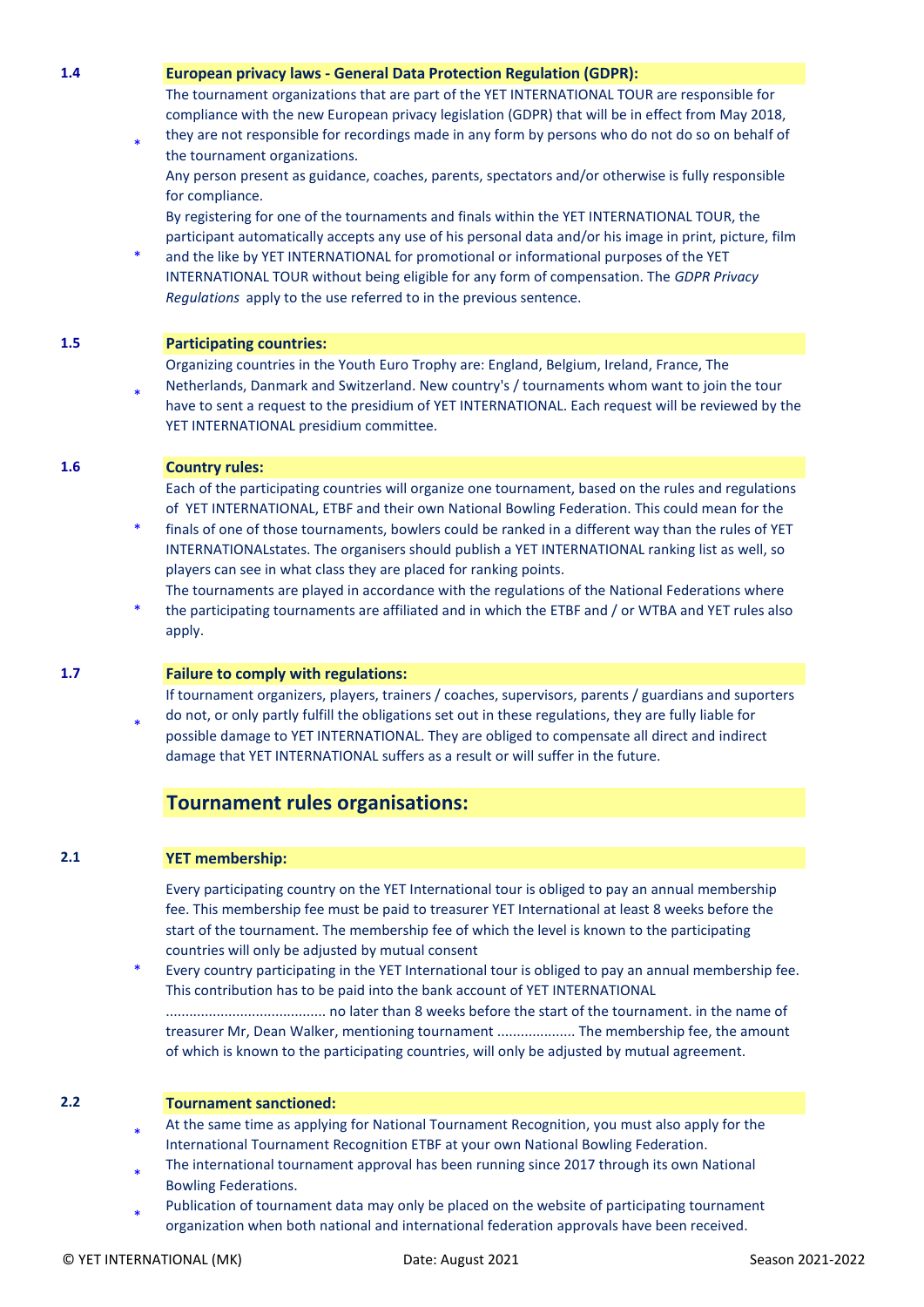**1.4 European privacy laws - General Data Protection Regulation (GDPR):**

* The tournament organizations that are part of the YET INTERNATIONAL TOUR are responsible for compliance with the new European privacy legislation (GDPR) that will be in effect from May 2018, they are not responsible for recordings made in any form by persons who do not do so on behalf of the tournament organizations.
  Any person present as guidance, coaches, parents, spectators and/or otherwise is fully responsible for compliance.
* By registering for one of the tournaments and finals within the YET INTERNATIONAL TOUR, the participant automatically accepts any use of his personal data and/or his image in print, picture, film and the like by YET INTERNATIONAL for promotional or informational purposes of the YET INTERNATIONAL TOUR without being eligible for any form of compensation. The *GDPR Privacy Regulations* apply to the use referred to in the previous sentence.

**1.5 Participating countries:**

* Organizing countries in the Youth Euro Trophy are: England, Belgium, Ireland, France, The Netherlands, Danmark and Switzerland. New country's / tournaments whom want to join the tour have to sent a request to the presidium of YET INTERNATIONAL. Each request will be reviewed by the YET INTERNATIONAL presidium committee.

**1.6 Country rules:**

* Each of the participating countries will organize one tournament, based on the rules and regulations of YET INTERNATIONAL, ETBF and their own National Bowling Federation. This could mean for the finals of one of those tournaments, bowlers could be ranked in a different way than the rules of YET INTERNATIONALstates. The organisers should publish a YET INTERNATIONAL ranking list as well, so players can see in what class they are placed for ranking points.
* The tournaments are played in accordance with the regulations of the National Federations where the participating tournaments are affiliated and in which the ETBF and / or WTBA and YET rules also apply.

**1.7 Failure to comply with regulations:**

* If tournament organizers, players, trainers / coaches, supervisors, parents / guardians and suporters do not, or only partly fulfill the obligations set out in these regulations, they are fully liable for possible damage to YET INTERNATIONAL. They are obliged to compensate all direct and indirect damage that YET INTERNATIONAL suffers as a result or will suffer in the future.

## Tournament rules organisations:

**2.1 YET membership:**

* Every participating country on the YET International tour is obliged to pay an annual membership fee. This membership fee must be paid to treasurer YET International at least 8 weeks before the start of the tournament. The membership fee of which the level is known to the participating countries will only be adjusted by mutual consent
  Every country participating in the YET International tour is obliged to pay an annual membership fee. This contribution has to be paid into the bank account of YET INTERNATIONAL ........................................ no later than 8 weeks before the start of the tournament. in the name of treasurer Mr, Dean Walker, mentioning tournament .................... The membership fee, the amount of which is known to the participating countries, will only be adjusted by mutual agreement.

**2.2 Tournament sanctioned:**

* At the same time as applying for National Tournament Recognition, you must also apply for the International Tournament Recognition ETBF at your own National Bowling Federation.
* The international tournament approval has been running since 2017 through its own National Bowling Federations.
* Publication of tournament data may only be placed on the website of participating tournament organization when both national and international federation approvals have been received.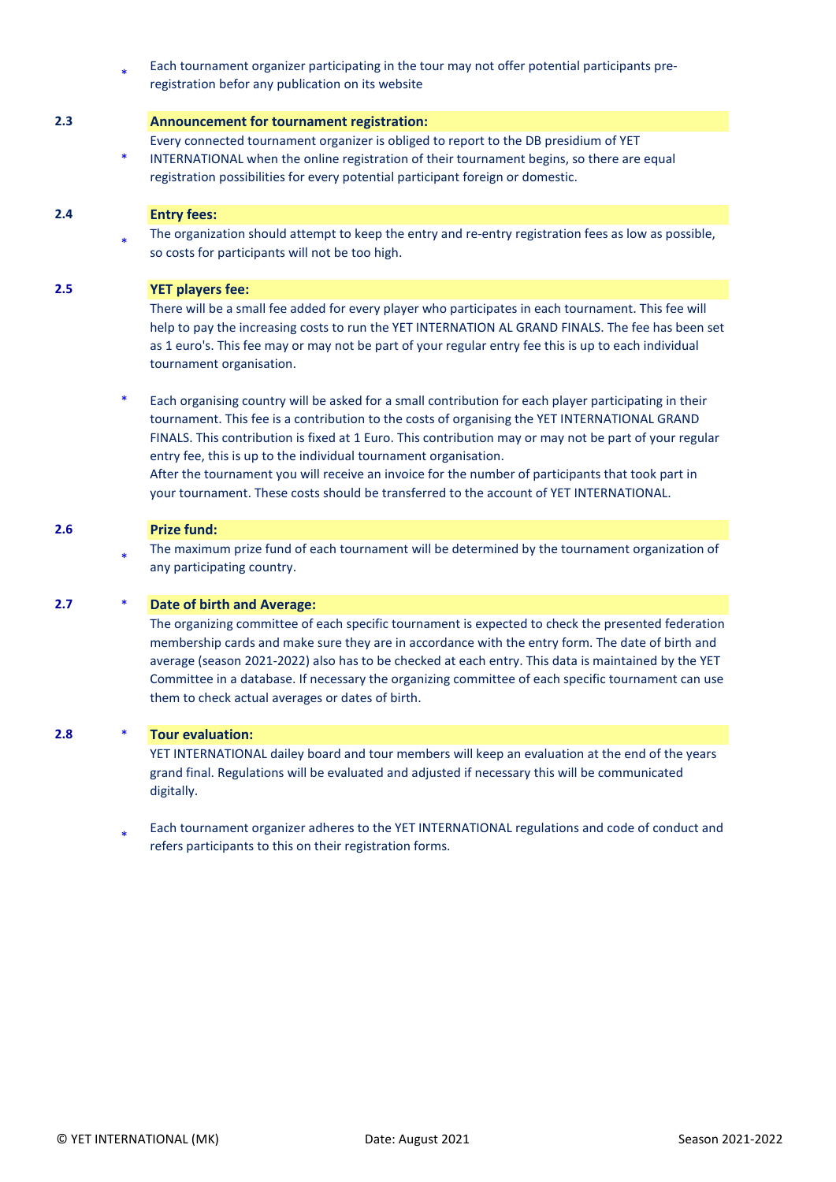* Each tournament organizer participating in the tour may not offer potential participants pre-registration befor any publication on its website

**2.3 Announcement for tournament registration:**

* Every connected tournament organizer is obliged to report to the DB presidium of YET INTERNATIONAL when the online registration of their tournament begins, so there are equal registration possibilities for every potential participant foreign or domestic.

**2.4 Entry fees:**

* The organization should attempt to keep the entry and re-entry registration fees as low as possible, so costs for participants will not be too high.

**2.5 YET players fee:**

There will be a small fee added for every player who participates in each tournament. This fee will help to pay the increasing costs to run the YET INTERNATION AL GRAND FINALS. The fee has been set as 1 euro's. This fee may or may not be part of your regular entry fee this is up to each individual tournament organisation.

* Each organising country will be asked for a small contribution for each player participating in their tournament. This fee is a contribution to the costs of organising the YET INTERNATIONAL GRAND FINALS. This contribution is fixed at 1 Euro. This contribution may or may not be part of your regular entry fee, this is up to the individual tournament organisation.
  After the tournament you will receive an invoice for the number of participants that took part in your tournament. These costs should be transferred to the account of YET INTERNATIONAL.

**2.6 Prize fund:**

* The maximum prize fund of each tournament will be determined by the tournament organization of any participating country.

**2.7 * Date of birth and Average:**

The organizing committee of each specific tournament is expected to check the presented federation membership cards and make sure they are in accordance with the entry form. The date of birth and average (season 2021-2022) also has to be checked at each entry. This data is maintained by the YET Committee in a database. If necessary the organizing committee of each specific tournament can use them to check actual averages or dates of birth.

**2.8 * Tour evaluation:**

YET INTERNATIONAL dailey board and tour members will keep an evaluation at the end of the years grand final. Regulations will be evaluated and adjusted if necessary this will be communicated digitally.

* Each tournament organizer adheres to the YET INTERNATIONAL regulations and code of conduct and refers participants to this on their registration forms.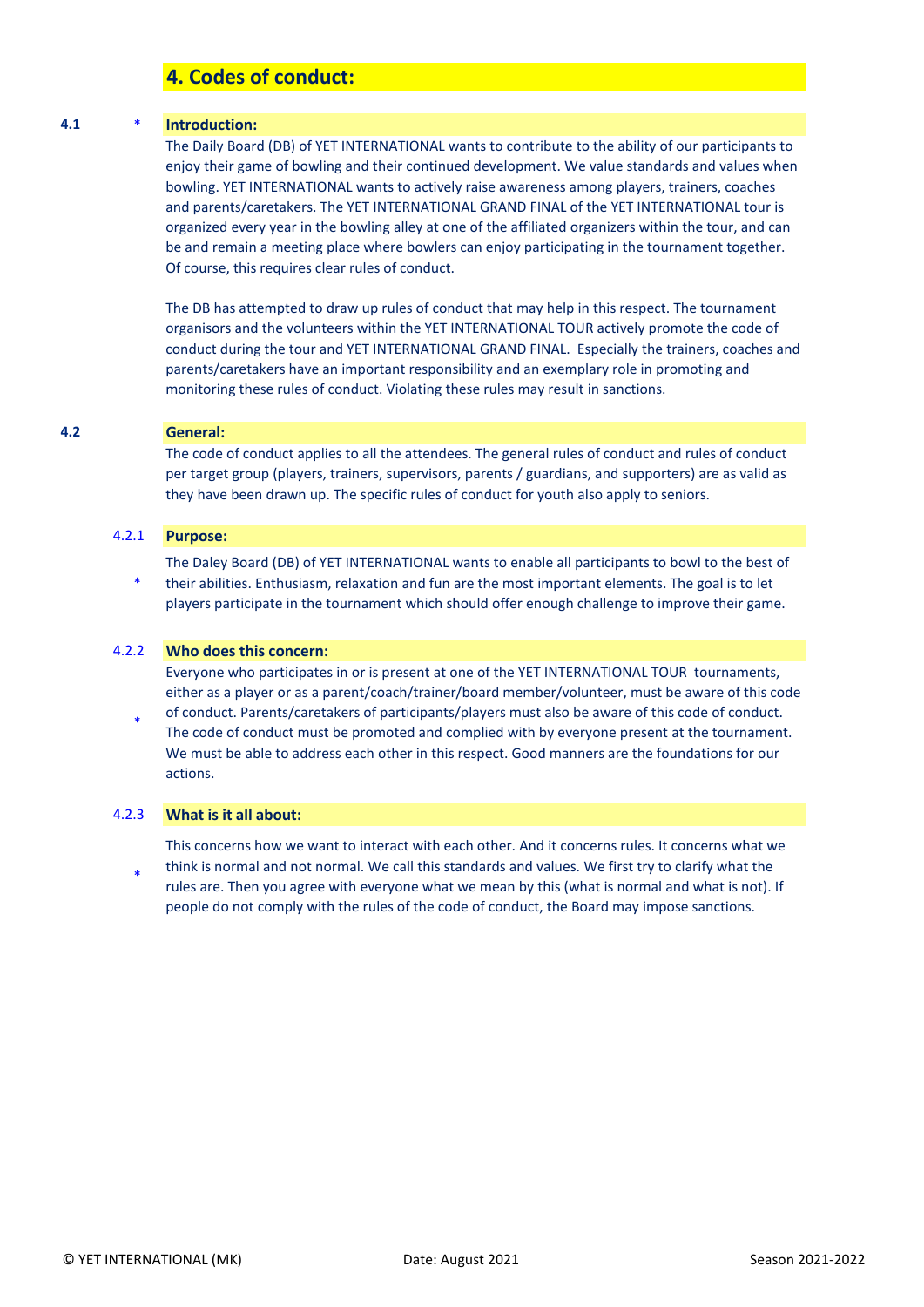# 4. Codes of conduct:

## 4.1 * Introduction:

The Daily Board (DB) of YET INTERNATIONAL wants to contribute to the ability of our participants to enjoy their game of bowling and their continued development. We value standards and values when bowling. YET INTERNATIONAL wants to actively raise awareness among players, trainers, coaches and parents/caretakers. The YET INTERNATIONAL GRAND FINAL of the YET INTERNATIONAL tour is organized every year in the bowling alley at one of the affiliated organizers within the tour, and can be and remain a meeting place where bowlers can enjoy participating in the tournament together. Of course, this requires clear rules of conduct.

The DB has attempted to draw up rules of conduct that may help in this respect. The tournament organisors and the volunteers within the YET INTERNATIONAL TOUR actively promote the code of conduct during the tour and YET INTERNATIONAL GRAND FINAL. Especially the trainers, coaches and parents/caretakers have an important responsibility and an exemplary role in promoting and monitoring these rules of conduct. Violating these rules may result in sanctions.

## 4.2 General:

The code of conduct applies to all the attendees. The general rules of conduct and rules of conduct per target group (players, trainers, supervisors, parents / guardians, and supporters) are as valid as they have been drawn up. The specific rules of conduct for youth also apply to seniors.

### 4.2.1 * Purpose:

The Daley Board (DB) of YET INTERNATIONAL wants to enable all participants to bowl to the best of their abilities. Enthusiasm, relaxation and fun are the most important elements. The goal is to let players participate in the tournament which should offer enough challenge to improve their game.

### 4.2.2 * Who does this concern:

Everyone who participates in or is present at one of the YET INTERNATIONAL TOUR tournaments, either as a player or as a parent/coach/trainer/board member/volunteer, must be aware of this code of conduct. Parents/caretakers of participants/players must also be aware of this code of conduct. The code of conduct must be promoted and complied with by everyone present at the tournament. We must be able to address each other in this respect. Good manners are the foundations for our actions.

### 4.2.3 * What is it all about:

This concerns how we want to interact with each other. And it concerns rules. It concerns what we think is normal and not normal. We call this standards and values. We first try to clarify what the rules are. Then you agree with everyone what we mean by this (what is normal and what is not). If people do not comply with the rules of the code of conduct, the Board may impose sanctions.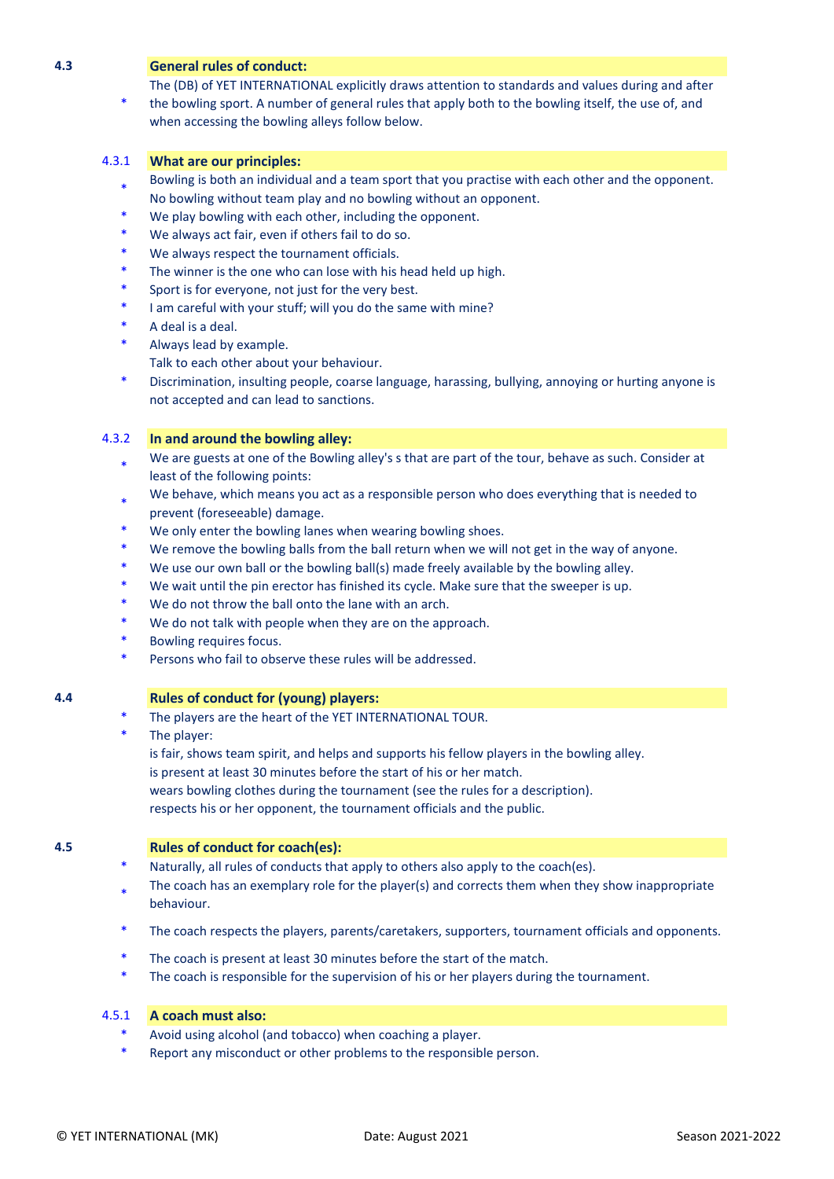## 4.3 General rules of conduct:

* The (DB) of YET INTERNATIONAL explicitly draws attention to standards and values during and after the bowling sport. A number of general rules that apply both to the bowling itself, the use of, and when accessing the bowling alleys follow below.

### 4.3.1 What are our principles:

* Bowling is both an individual and a team sport that you practise with each other and the opponent. No bowling without team play and no bowling without an opponent.
* We play bowling with each other, including the opponent.
* We always act fair, even if others fail to do so.
* We always respect the tournament officials.
* The winner is the one who can lose with his head held up high.
* Sport is for everyone, not just for the very best.
* I am careful with your stuff; will you do the same with mine?
* A deal is a deal.
* Always lead by example.
  Talk to each other about your behaviour.
* Discrimination, insulting people, coarse language, harassing, bullying, annoying or hurting anyone is not accepted and can lead to sanctions.

### 4.3.2 In and around the bowling alley:

* We are guests at one of the Bowling alley's s that are part of the tour, behave as such. Consider at least of the following points:
* We behave, which means you act as a responsible person who does everything that is needed to prevent (foreseeable) damage.
* We only enter the bowling lanes when wearing bowling shoes.
* We remove the bowling balls from the ball return when we will not get in the way of anyone.
* We use our own ball or the bowling ball(s) made freely available by the bowling alley.
* We wait until the pin erector has finished its cycle. Make sure that the sweeper is up.
* We do not throw the ball onto the lane with an arch.
* We do not talk with people when they are on the approach.
* Bowling requires focus.
* Persons who fail to observe these rules will be addressed.

## 4.4 Rules of conduct for (young) players:

* The players are the heart of the YET INTERNATIONAL TOUR.
* The player:
  is fair, shows team spirit, and helps and supports his fellow players in the bowling alley.
  is present at least 30 minutes before the start of his or her match.
  wears bowling clothes during the tournament (see the rules for a description).
  respects his or her opponent, the tournament officials and the public.

## 4.5 Rules of conduct for coach(es):

* Naturally, all rules of conducts that apply to others also apply to the coach(es).
* The coach has an exemplary role for the player(s) and corrects them when they show inappropriate behaviour.
* The coach respects the players, parents/caretakers, supporters, tournament officials and opponents.
* The coach is present at least 30 minutes before the start of the match.
* The coach is responsible for the supervision of his or her players during the tournament.

### 4.5.1 A coach must also:

* Avoid using alcohol (and tobacco) when coaching a player.
* Report any misconduct or other problems to the responsible person.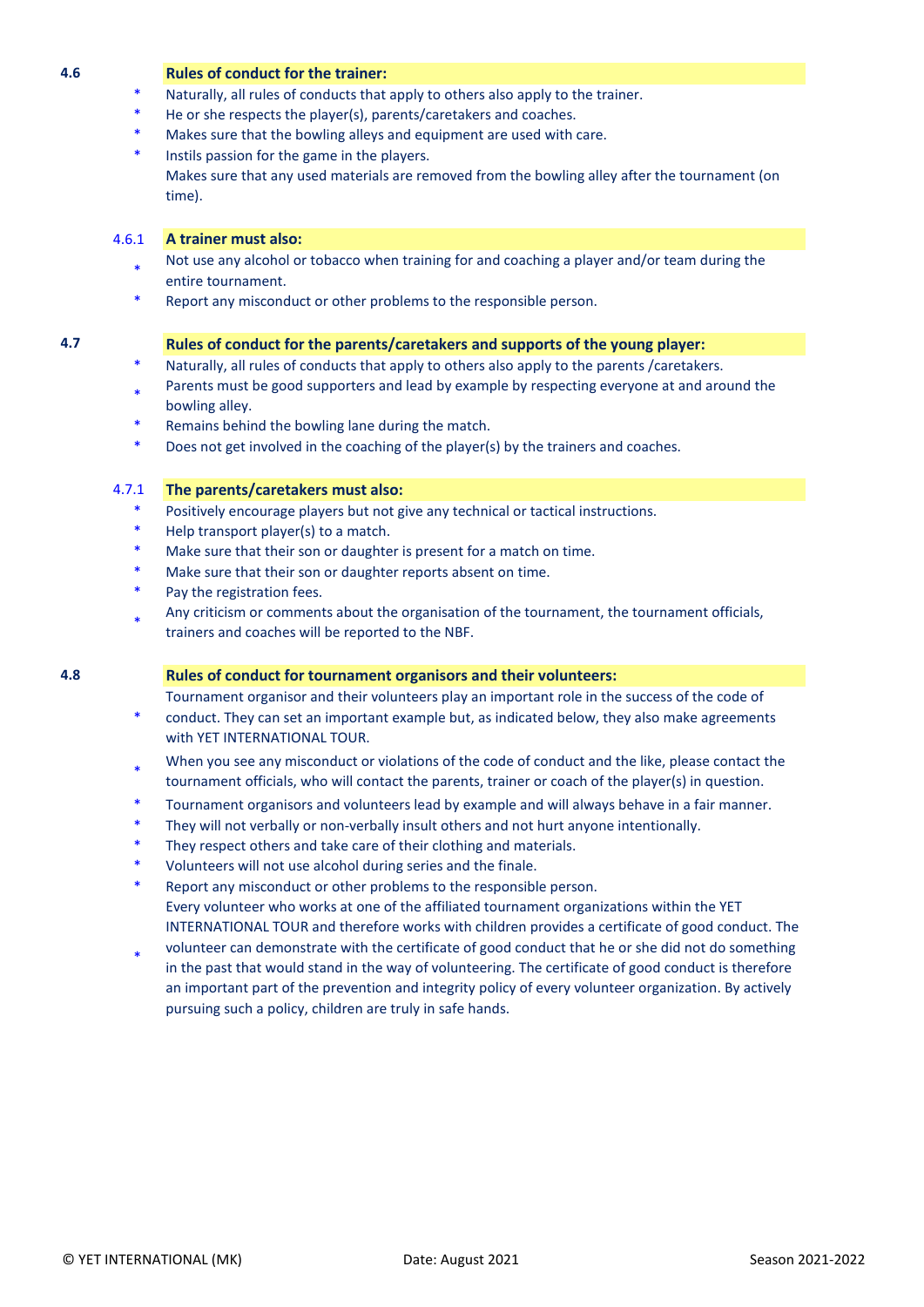### 4.6 Rules of conduct for the trainer:

* Naturally, all rules of conducts that apply to others also apply to the trainer.
* He or she respects the player(s), parents/caretakers and coaches.
* Makes sure that the bowling alleys and equipment are used with care.
* Instils passion for the game in the players.

  Makes sure that any used materials are removed from the bowling alley after the tournament (on time).

#### 4.6.1 A trainer must also:

* Not use any alcohol or tobacco when training for and coaching a player and/or team during the entire tournament.
* Report any misconduct or other problems to the responsible person.

### 4.7 Rules of conduct for the parents/caretakers and supports of the young player:

* Naturally, all rules of conducts that apply to others also apply to the parents /caretakers.
* Parents must be good supporters and lead by example by respecting everyone at and around the bowling alley.
* Remains behind the bowling lane during the match.
* Does not get involved in the coaching of the player(s) by the trainers and coaches.

#### 4.7.1 The parents/caretakers must also:

* Positively encourage players but not give any technical or tactical instructions.
* Help transport player(s) to a match.
* Make sure that their son or daughter is present for a match on time.
* Make sure that their son or daughter reports absent on time.
* Pay the registration fees.
* Any criticism or comments about the organisation of the tournament, the tournament officials, trainers and coaches will be reported to the NBF.

### 4.8 Rules of conduct for tournament organisors and their volunteers:

* Tournament organisor and their volunteers play an important role in the success of the code of conduct. They can set an important example but, as indicated below, they also make agreements with YET INTERNATIONAL TOUR.
* When you see any misconduct or violations of the code of conduct and the like, please contact the tournament officials, who will contact the parents, trainer or coach of the player(s) in question.
* Tournament organisors and volunteers lead by example and will always behave in a fair manner.
* They will not verbally or non-verbally insult others and not hurt anyone intentionally.
* They respect others and take care of their clothing and materials.
* Volunteers will not use alcohol during series and the finale.
* Report any misconduct or other problems to the responsible person.
* Every volunteer who works at one of the affiliated tournament organizations within the YET INTERNATIONAL TOUR and therefore works with children provides a certificate of good conduct. The volunteer can demonstrate with the certificate of good conduct that he or she did not do something in the past that would stand in the way of volunteering. The certificate of good conduct is therefore an important part of the prevention and integrity policy of every volunteer organization. By actively pursuing such a policy, children are truly in safe hands.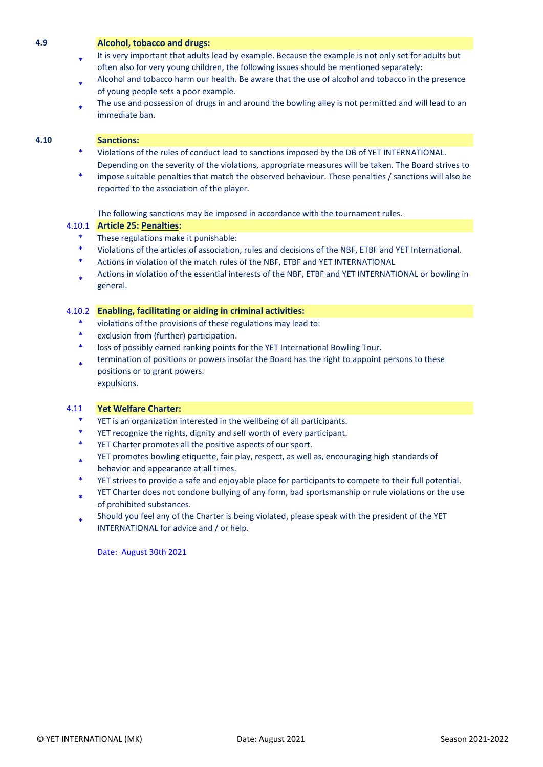## 4.9 Alcohol, tobacco and drugs:

* It is very important that adults lead by example. Because the example is not only set for adults but often also for very young children, the following issues should be mentioned separately:
* Alcohol and tobacco harm our health. Be aware that the use of alcohol and tobacco in the presence of young people sets a poor example.
* The use and possession of drugs in and around the bowling alley is not permitted and will lead to an immediate ban.

## 4.10 Sanctions:

* Violations of the rules of conduct lead to sanctions imposed by the DB of YET INTERNATIONAL.
* Depending on the severity of the violations, appropriate measures will be taken. The Board strives to impose suitable penalties that match the observed behaviour. These penalties / sanctions will also be reported to the association of the player.

The following sanctions may be imposed in accordance with the tournament rules.

### 4.10.1 Article 25: Penalties:

* These regulations make it punishable:
* Violations of the articles of association, rules and decisions of the NBF, ETBF and YET International.
* Actions in violation of the match rules of the NBF, ETBF and YET INTERNATIONAL
* Actions in violation of the essential interests of the NBF, ETBF and YET INTERNATIONAL or bowling in general.

### 4.10.2 Enabling, facilitating or aiding in criminal activities:

* violations of the provisions of these regulations may lead to:
* exclusion from (further) participation.
* loss of possibly earned ranking points for the YET International Bowling Tour.
* termination of positions or powers insofar the Board has the right to appoint persons to these positions or to grant powers.

expulsions.

### 4.11 Yet Welfare Charter:

* YET is an organization interested in the wellbeing of all participants.
* YET recognize the rights, dignity and self worth of every participant.
* YET Charter promotes all the positive aspects of our sport.
* YET promotes bowling etiquette, fair play, respect, as well as, encouraging high standards of behavior and appearance at all times.
* YET strives to provide a safe and enjoyable place for participants to compete to their full potential.
* YET Charter does not condone bullying of any form, bad sportsmanship or rule violations or the use of prohibited substances.
* Should you feel any of the Charter is being violated, please speak with the president of the YET INTERNATIONAL for advice and / or help.

Date: August 30th 2021